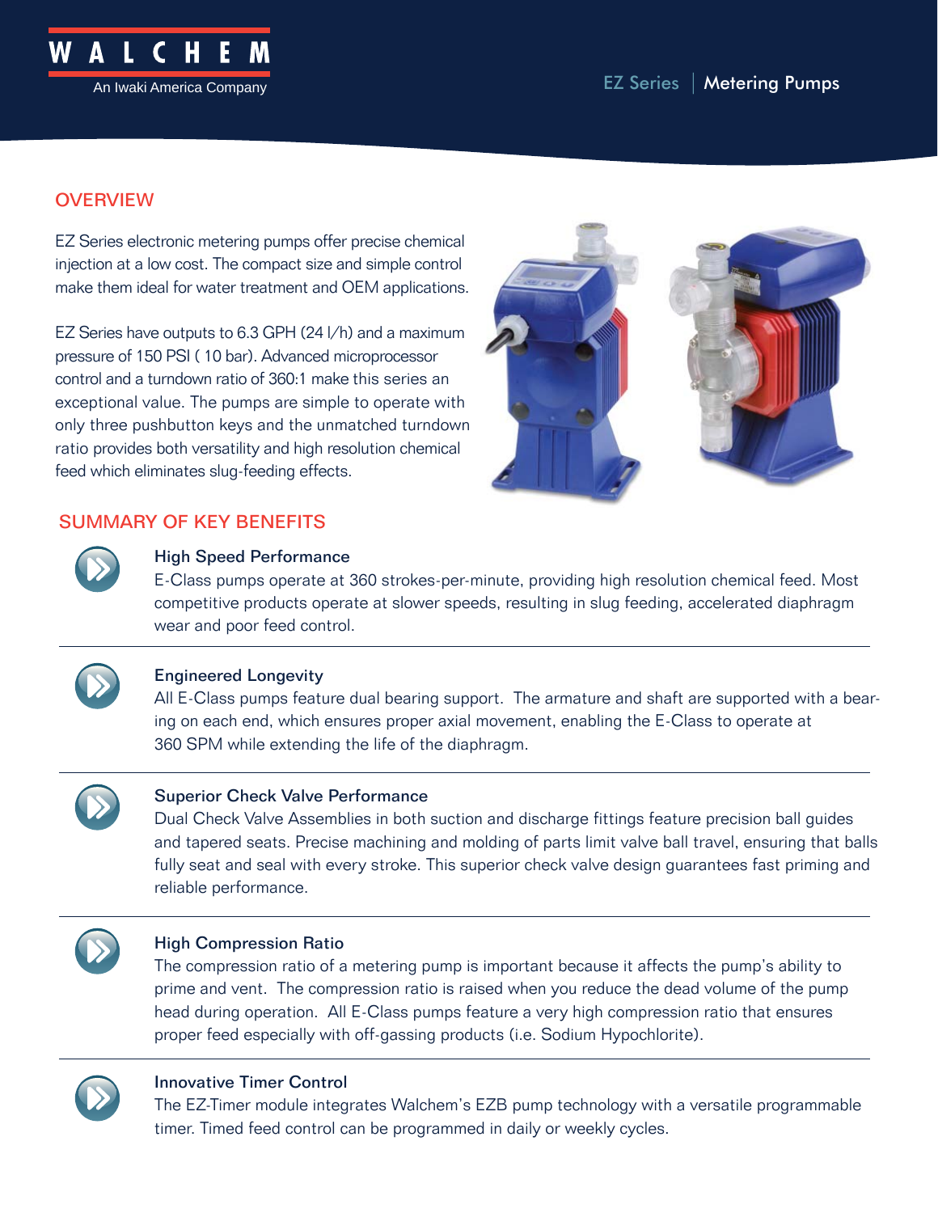WALCHEM
An Iwaki America Company

EZ Series | Metering Pumps

## OVERVIEW

EZ Series electronic metering pumps offer precise chemical injection at a low cost. The compact size and simple control make them ideal for water treatment and OEM applications.

EZ Series have outputs to 6.3 GPH (24 l/h) and a maximum pressure of 150 PSI ( 10 bar). Advanced microprocessor control and a turndown ratio of 360:1 make this series an exceptional value. The pumps are simple to operate with only three pushbutton keys and the unmatched turndown ratio provides both versatility and high resolution chemical feed which eliminates slug-feeding effects.

## SUMMARY OF KEY BENEFITS

### High Speed Performance

E-Class pumps operate at 360 strokes-per-minute, providing high resolution chemical feed. Most competitive products operate at slower speeds, resulting in slug feeding, accelerated diaphragm wear and poor feed control.

### Engineered Longevity

All E-Class pumps feature dual bearing support. The armature and shaft are supported with a bearing on each end, which ensures proper axial movement, enabling the E-Class to operate at 360 SPM while extending the life of the diaphragm.

### Superior Check Valve Performance

Dual Check Valve Assemblies in both suction and discharge fittings feature precision ball guides and tapered seats. Precise machining and molding of parts limit valve ball travel, ensuring that balls fully seat and seal with every stroke. This superior check valve design guarantees fast priming and reliable performance.

### High Compression Ratio

The compression ratio of a metering pump is important because it affects the pump's ability to prime and vent. The compression ratio is raised when you reduce the dead volume of the pump head during operation. All E-Class pumps feature a very high compression ratio that ensures proper feed especially with off-gassing products (i.e. Sodium Hypochlorite).

### Innovative Timer Control

The EZ-Timer module integrates Walchem's EZB pump technology with a versatile programmable timer. Timed feed control can be programmed in daily or weekly cycles.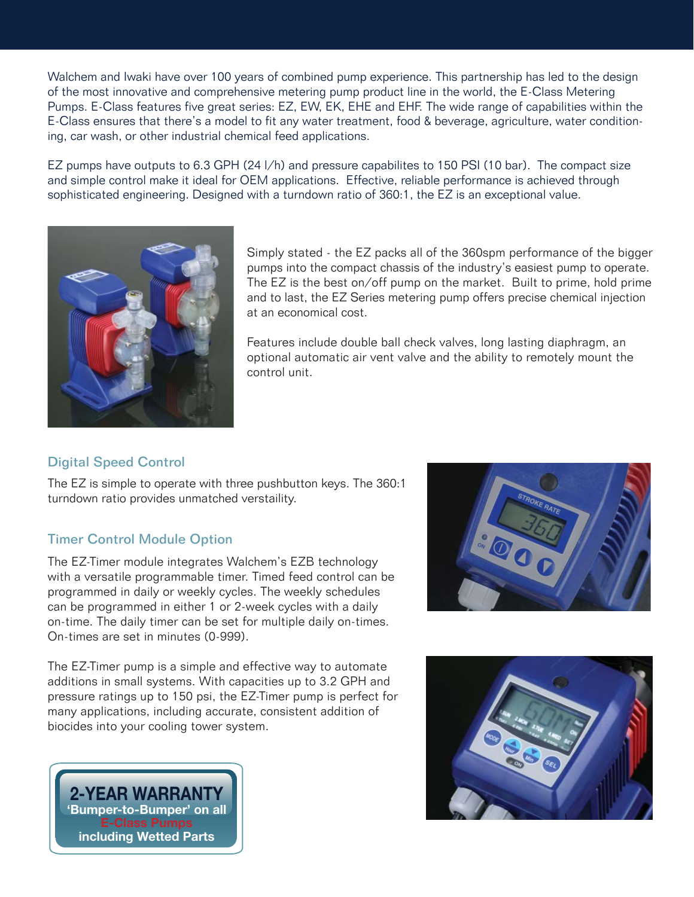Walchem and Iwaki have over 100 years of combined pump experience. This partnership has led to the design of the most innovative and comprehensive metering pump product line in the world, the E-Class Metering Pumps. E-Class features five great series: EZ, EW, EK, EHE and EHF. The wide range of capabilities within the E-Class ensures that there's a model to fit any water treatment, food & beverage, agriculture, water conditioning, car wash, or other industrial chemical feed applications.

EZ pumps have outputs to 6.3 GPH (24 l/h) and pressure capabilites to 150 PSI (10 bar). The compact size and simple control make it ideal for OEM applications. Effective, reliable performance is achieved through sophisticated engineering. Designed with a turndown ratio of 360:1, the EZ is an exceptional value.

Simply stated - the EZ packs all of the 360spm performance of the bigger pumps into the compact chassis of the industry's easiest pump to operate. The EZ is the best on/off pump on the market. Built to prime, hold prime and to last, the EZ Series metering pump offers precise chemical injection at an economical cost.

Features include double ball check valves, long lasting diaphragm, an optional automatic air vent valve and the ability to remotely mount the control unit.

## Digital Speed Control

The EZ is simple to operate with three pushbutton keys. The 360:1 turndown ratio provides unmatched verstaility.

## Timer Control Module Option

The EZ-Timer module integrates Walchem's EZB technology with a versatile programmable timer. Timed feed control can be programmed in daily or weekly cycles. The weekly schedules can be programmed in either 1 or 2-week cycles with a daily on-time. The daily timer can be set for multiple daily on-times. On-times are set in minutes (0-999).

The EZ-Timer pump is a simple and effective way to automate additions in small systems. With capacities up to 3.2 GPH and pressure ratings up to 150 psi, the EZ-Timer pump is perfect for many applications, including accurate, consistent addition of biocides into your cooling tower system.

**2-YEAR WARRANTY**
**'Bumper-to-Bumper' on all E-Class Pumps including Wetted Parts**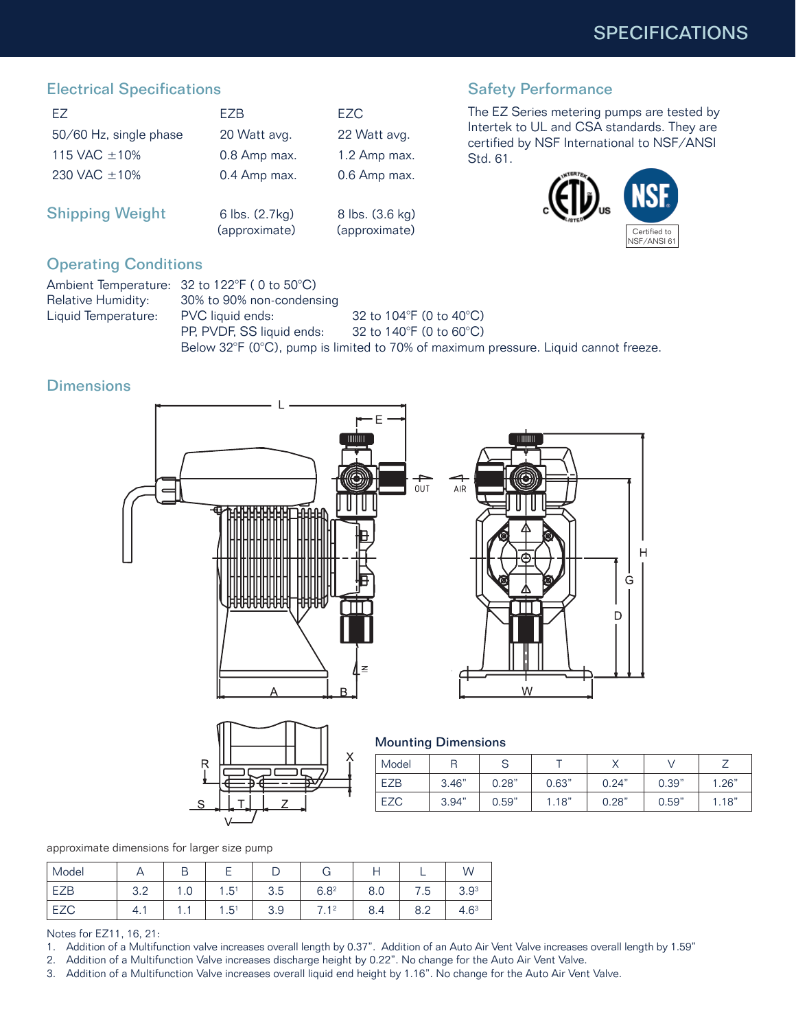# SPECIFICATIONS

## Electrical Specifications

| EZ | EZB | EZC |
|---|---|---|
| 50/60 Hz, single phase | 20 Watt avg. | 22 Watt avg. |
| 115 VAC ±10% | 0.8 Amp max. | 1.2 Amp max. |
| 230 VAC ±10% | 0.4 Amp max. | 0.6 Amp max. |

## Shipping Weight

| | EZB | EZC |
|---|---|---|
| Shipping Weight | 6 lbs. (2.7kg) (approximate) | 8 lbs. (3.6 kg) (approximate) |

## Safety Performance

The EZ Series metering pumps are tested by Intertek to UL and CSA standards. They are certified by NSF International to NSF/ANSI Std. 61.

Certified to NSF/ANSI 61

## Operating Conditions

Ambient Temperature: 32 to 122°F ( 0 to 50°C)
Relative Humidity: 30% to 90% non-condensing
Liquid Temperature: PVC liquid ends: 32 to 104°F (0 to 40°C)
PP, PVDF, SS liquid ends: 32 to 140°F (0 to 60°C)
Below 32°F (0°C), pump is limited to 70% of maximum pressure. Liquid cannot freeze.

## Dimensions

### Mounting Dimensions

| Model | R | S | T | X | V | Z |
|---|---|---|---|---|---|---|
| EZB | 3.46" | 0.28" | 0.63" | 0.24" | 0.39" | 1.26" |
| EZC | 3.94" | 0.59" | 1.18" | 0.28" | 0.59" | 1.18" |

approximate dimensions for larger size pump

| Model | A | B | E | D | G | H | L | W |
|---|---|---|---|---|---|---|---|---|
| EZB | 3.2 | 1.0 | 1.5[1] | 3.5 | 6.8[2] | 8.0 | 7.5 | 3.9[3] |
| EZC | 4.1 | 1.1 | 1.5[1] | 3.9 | 7.1[2] | 8.4 | 8.2 | 4.6[3] |

Notes for EZ11, 16, 21:

1. Addition of a Multifunction valve increases overall length by 0.37". Addition of an Auto Air Vent Valve increases overall length by 1.59"
2. Addition of a Multifunction Valve increases discharge height by 0.22". No change for the Auto Air Vent Valve.
3. Addition of a Multifunction Valve increases overall liquid end height by 1.16". No change for the Auto Air Vent Valve.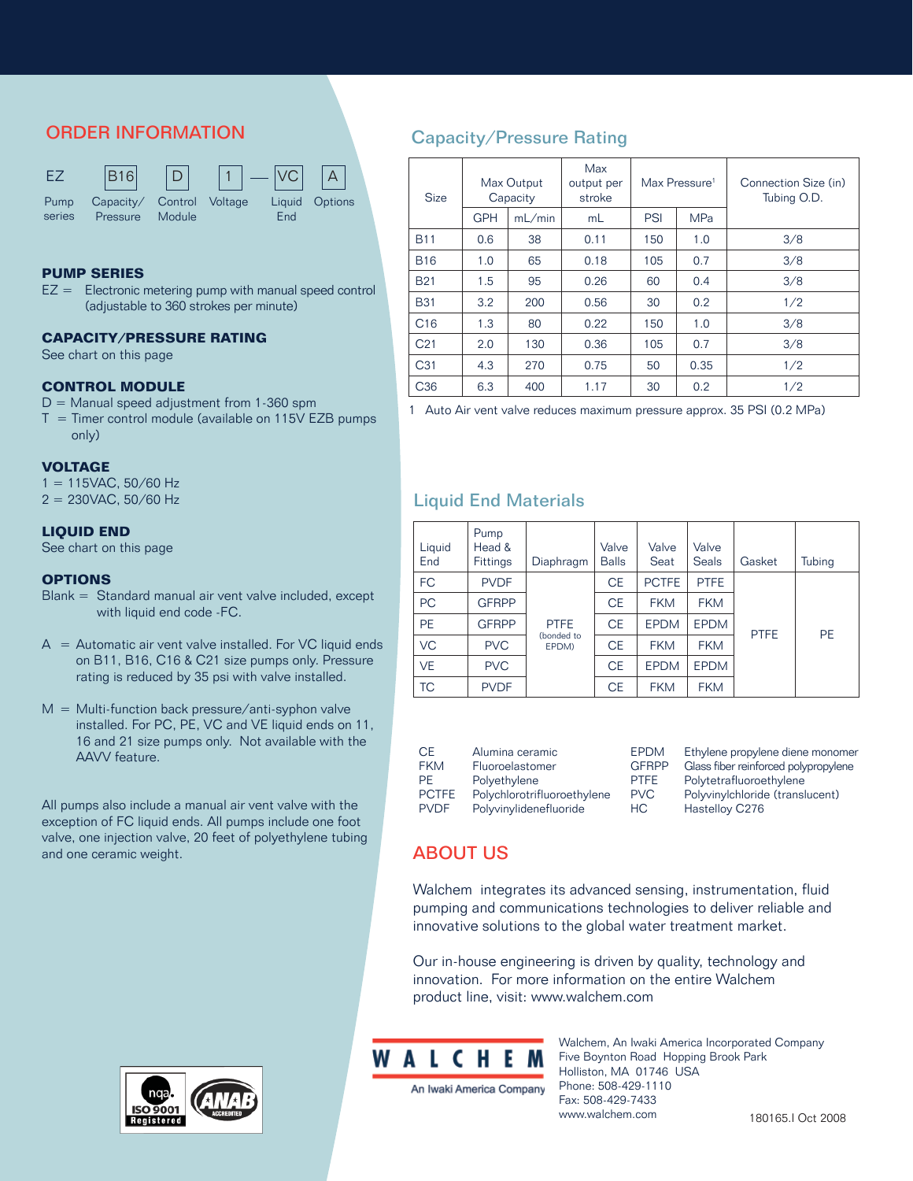## ORDER INFORMATION

| EZ | B16 | D | 1 | — | VC | A |
|---|---|---|---|---|---|---|
| Pump series | Capacity/ Pressure | Control Module | Voltage | | Liquid End | Options |

**PUMP SERIES**

EZ = Electronic metering pump with manual speed control (adjustable to 360 strokes per minute)

**CAPACITY/PRESSURE RATING**

See chart on this page

**CONTROL MODULE**

D = Manual speed adjustment from 1-360 spm

T = Timer control module (available on 115V EZB pumps only)

**VOLTAGE**

1 = 115VAC, 50/60 Hz

2 = 230VAC, 50/60 Hz

**LIQUID END**

See chart on this page

**OPTIONS**

Blank = Standard manual air vent valve included, except with liquid end code -FC.

A = Automatic air vent valve installed. For VC liquid ends on B11, B16, C16 & C21 size pumps only. Pressure rating is reduced by 35 psi with valve installed.

M = Multi-function back pressure/anti-syphon valve installed. For PC, PE, VC and VE liquid ends on 11, 16 and 21 size pumps only. Not available with the AAVV feature.

All pumps also include a manual air vent valve with the exception of FC liquid ends. All pumps include one foot valve, one injection valve, 20 feet of polyethylene tubing and one ceramic weight.

## Capacity/Pressure Rating

| Size | Max Output Capacity | | Max output per stroke | Max Pressure[1] | | Connection Size (in) Tubing O.D. |
|---|---|---|---|---|---|---|
| | GPH | mL/min | mL | PSI | MPa | |
| B11 | 0.6 | 38 | 0.11 | 150 | 1.0 | 3/8 |
| B16 | 1.0 | 65 | 0.18 | 105 | 0.7 | 3/8 |
| B21 | 1.5 | 95 | 0.26 | 60 | 0.4 | 3/8 |
| B31 | 3.2 | 200 | 0.56 | 30 | 0.2 | 1/2 |
| C16 | 1.3 | 80 | 0.22 | 150 | 1.0 | 3/8 |
| C21 | 2.0 | 130 | 0.36 | 105 | 0.7 | 3/8 |
| C31 | 4.3 | 270 | 0.75 | 50 | 0.35 | 1/2 |
| C36 | 6.3 | 400 | 1.17 | 30 | 0.2 | 1/2 |

1 Auto Air vent valve reduces maximum pressure approx. 35 PSI (0.2 MPa)

## Liquid End Materials

| Liquid End | Pump Head & Fittings | Diaphragm | Valve Balls | Valve Seat | Valve Seals | Gasket | Tubing |
|---|---|---|---|---|---|---|---|
| FC | PVDF | PTFE (bonded to EPDM) | CE | PCTFE | PTFE | PTFE | PE |
| PC | GFRPP | PTFE (bonded to EPDM) | CE | FKM | FKM | PTFE | PE |
| PE | GFRPP | PTFE (bonded to EPDM) | CE | EPDM | EPDM | PTFE | PE |
| VC | PVC | PTFE (bonded to EPDM) | CE | FKM | FKM | PTFE | PE |
| VE | PVC | PTFE (bonded to EPDM) | CE | EPDM | EPDM | PTFE | PE |
| TC | PVDF | PTFE (bonded to EPDM) | CE | FKM | FKM | PTFE | PE |

| | | | |
|---|---|---|---|
| CE | Alumina ceramic | EPDM | Ethylene propylene diene monomer |
| FKM | Fluoroelastomer | GFRPP | Glass fiber reinforced polypropylene |
| PE | Polyethylene | PTFE | Polytetrafluoroethylene |
| PCTFE | Polychlorotrifluoroethylene | PVC | Polyvinylchloride (translucent) |
| PVDF | Polyvinylidenefluoride | HC | Hastelloy C276 |

## ABOUT US

Walchem integrates its advanced sensing, instrumentation, fluid pumping and communications technologies to deliver reliable and innovative solutions to the global water treatment market.

Our in-house engineering is driven by quality, technology and innovation. For more information on the entire Walchem product line, visit: www.walchem.com

WALCHEM

An Iwaki America Company

Walchem, An Iwaki America Incorporated Company
Five Boynton Road Hopping Brook Park
Holliston, MA 01746 USA
Phone: 508-429-1110
Fax: 508-429-7433
www.walchem.com

180165.I Oct 2008